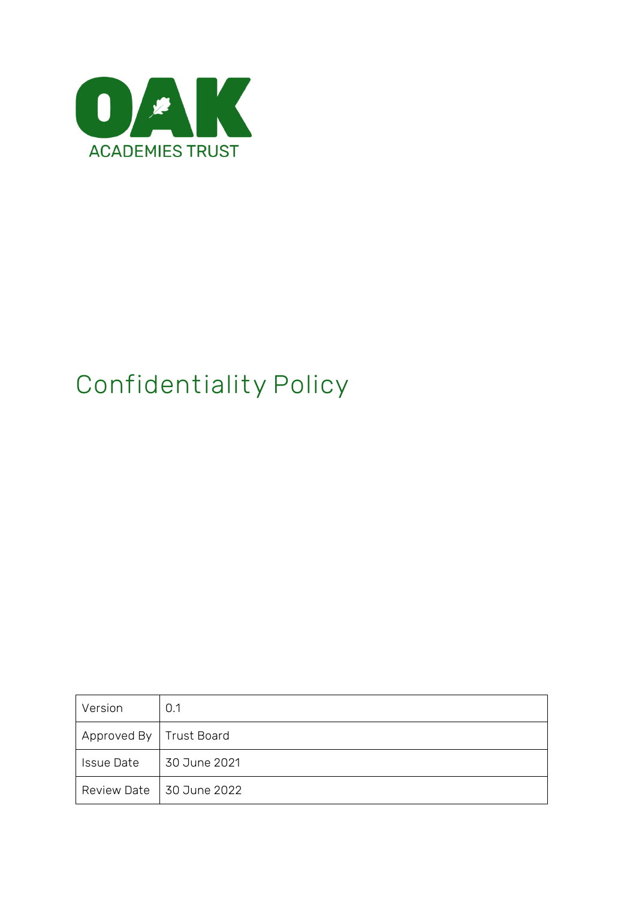OAK ACADEMIES TRUST

# Confidentiality Policy

| Version | 0.1 |
|---|---|
| Approved By | Trust Board |
| Issue Date | 30 June 2021 |
| Review Date | 30 June 2022 |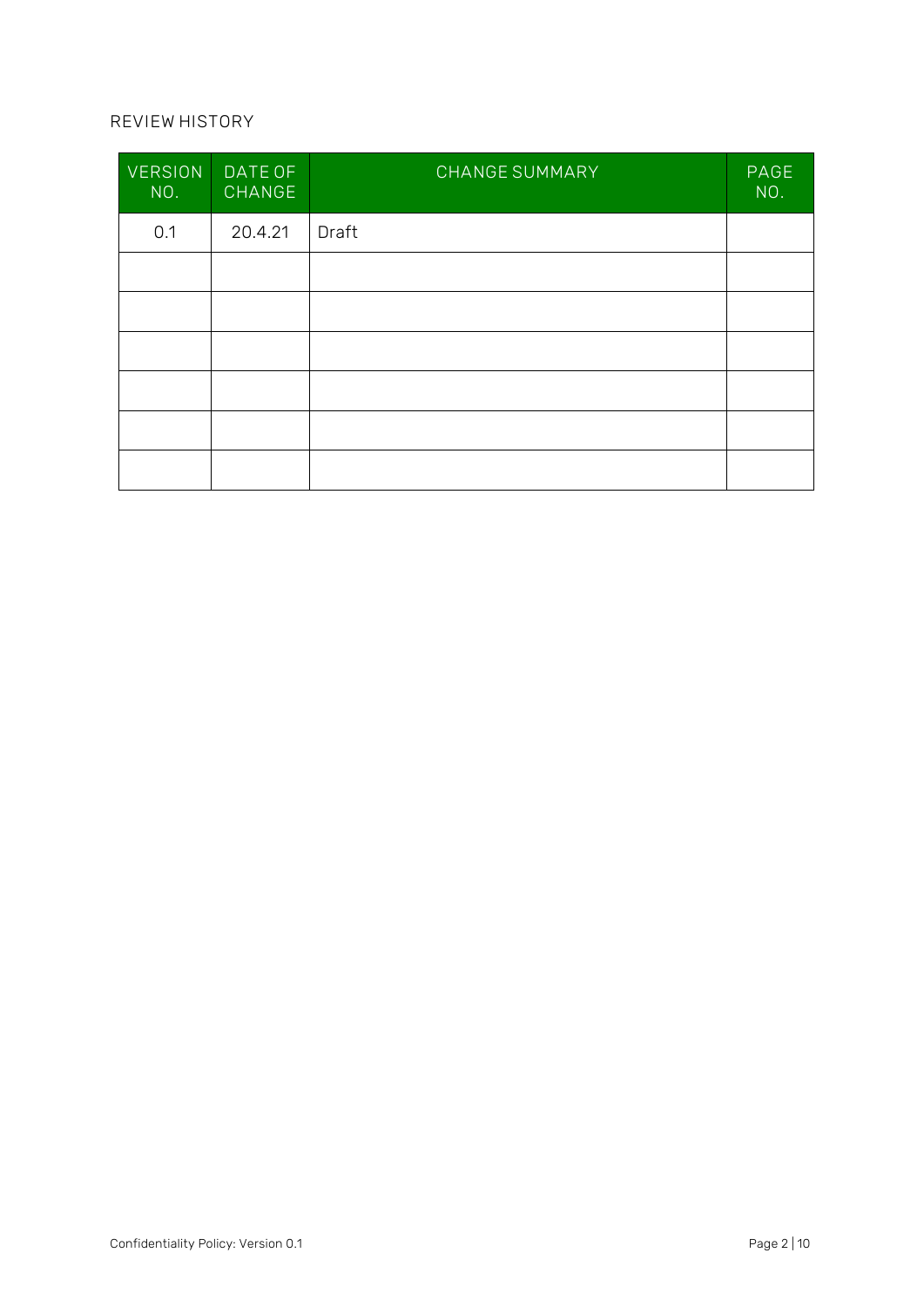## REVIEW HISTORY

| VERSION NO. | DATE OF CHANGE | CHANGE SUMMARY | PAGE NO. |
|---|---|---|---|
| 0.1 | 20.4.21 | Draft | |
| | | | |
| | | | |
| | | | |
| | | | |
| | | | |
| | | | |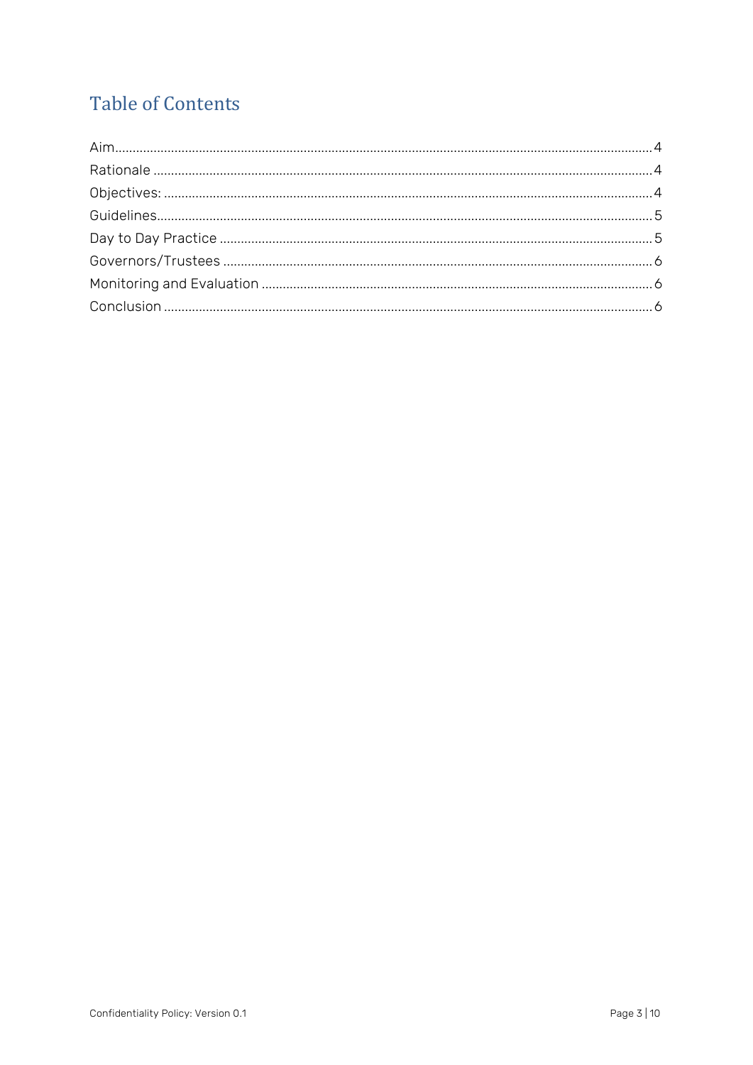# Table of Contents

Aim ........................................................................................................................................ 4
Rationale .............................................................................................................................. 4
Objectives: ........................................................................................................................... 4
Guidelines ............................................................................................................................. 5
Day to Day Practice ............................................................................................................ 5
Governors/Trustees ............................................................................................................ 6
Monitoring and Evaluation .................................................................................................. 6
Conclusion ........................................................................................................................... 6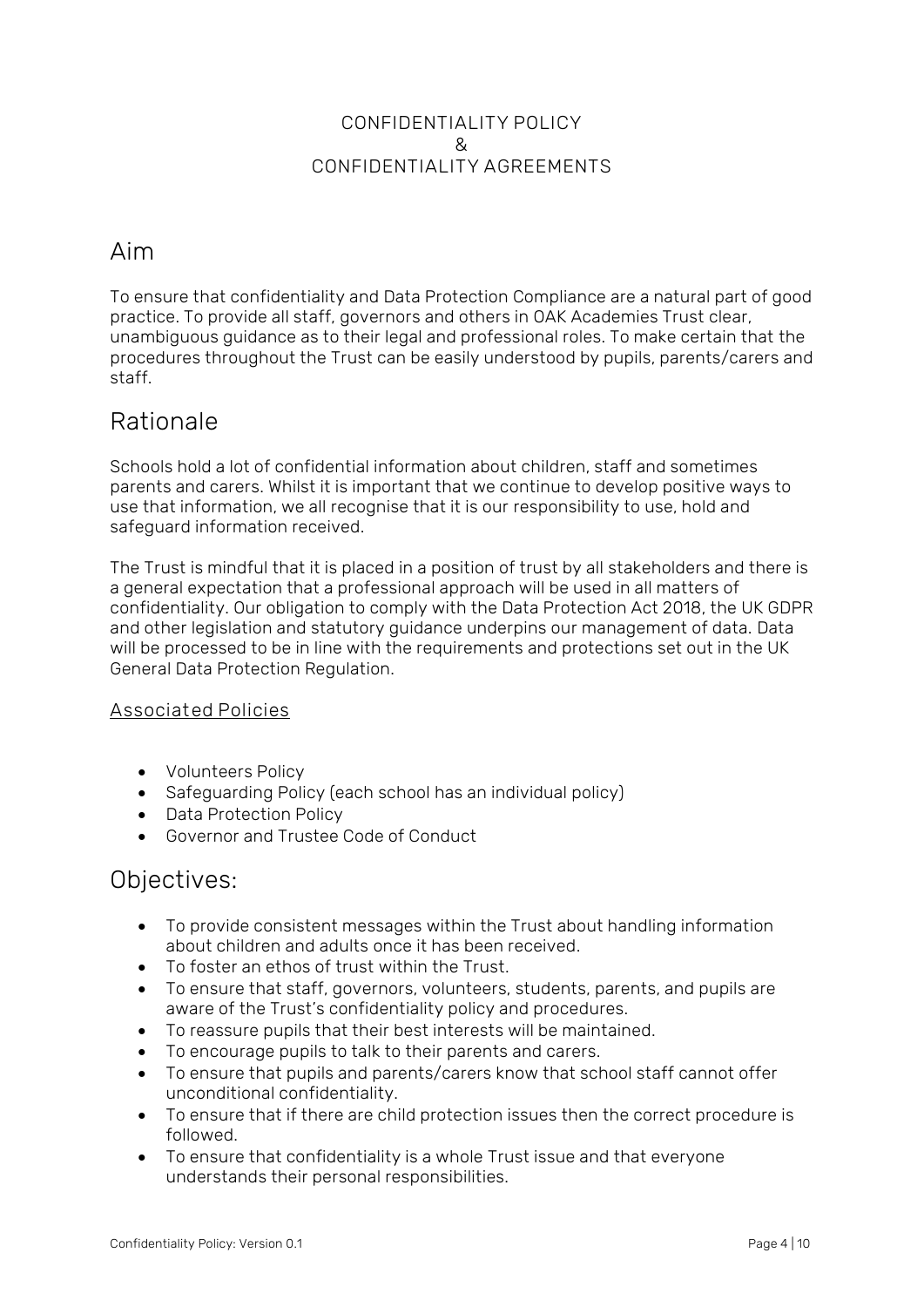CONFIDENTIALITY POLICY
&
CONFIDENTIALITY AGREEMENTS

## Aim

To ensure that confidentiality and Data Protection Compliance are a natural part of good practice. To provide all staff, governors and others in OAK Academies Trust clear, unambiguous guidance as to their legal and professional roles. To make certain that the procedures throughout the Trust can be easily understood by pupils, parents/carers and staff.

## Rationale

Schools hold a lot of confidential information about children, staff and sometimes parents and carers. Whilst it is important that we continue to develop positive ways to use that information, we all recognise that it is our responsibility to use, hold and safeguard information received.

The Trust is mindful that it is placed in a position of trust by all stakeholders and there is a general expectation that a professional approach will be used in all matters of confidentiality. Our obligation to comply with the Data Protection Act 2018, the UK GDPR and other legislation and statutory guidance underpins our management of data. Data will be processed to be in line with the requirements and protections set out in the UK General Data Protection Regulation.

<u>Associated Policies</u>

- Volunteers Policy
- Safeguarding Policy (each school has an individual policy)
- Data Protection Policy
- Governor and Trustee Code of Conduct

## Objectives:

- To provide consistent messages within the Trust about handling information about children and adults once it has been received.
- To foster an ethos of trust within the Trust.
- To ensure that staff, governors, volunteers, students, parents, and pupils are aware of the Trust's confidentiality policy and procedures.
- To reassure pupils that their best interests will be maintained.
- To encourage pupils to talk to their parents and carers.
- To ensure that pupils and parents/carers know that school staff cannot offer unconditional confidentiality.
- To ensure that if there are child protection issues then the correct procedure is followed.
- To ensure that confidentiality is a whole Trust issue and that everyone understands their personal responsibilities.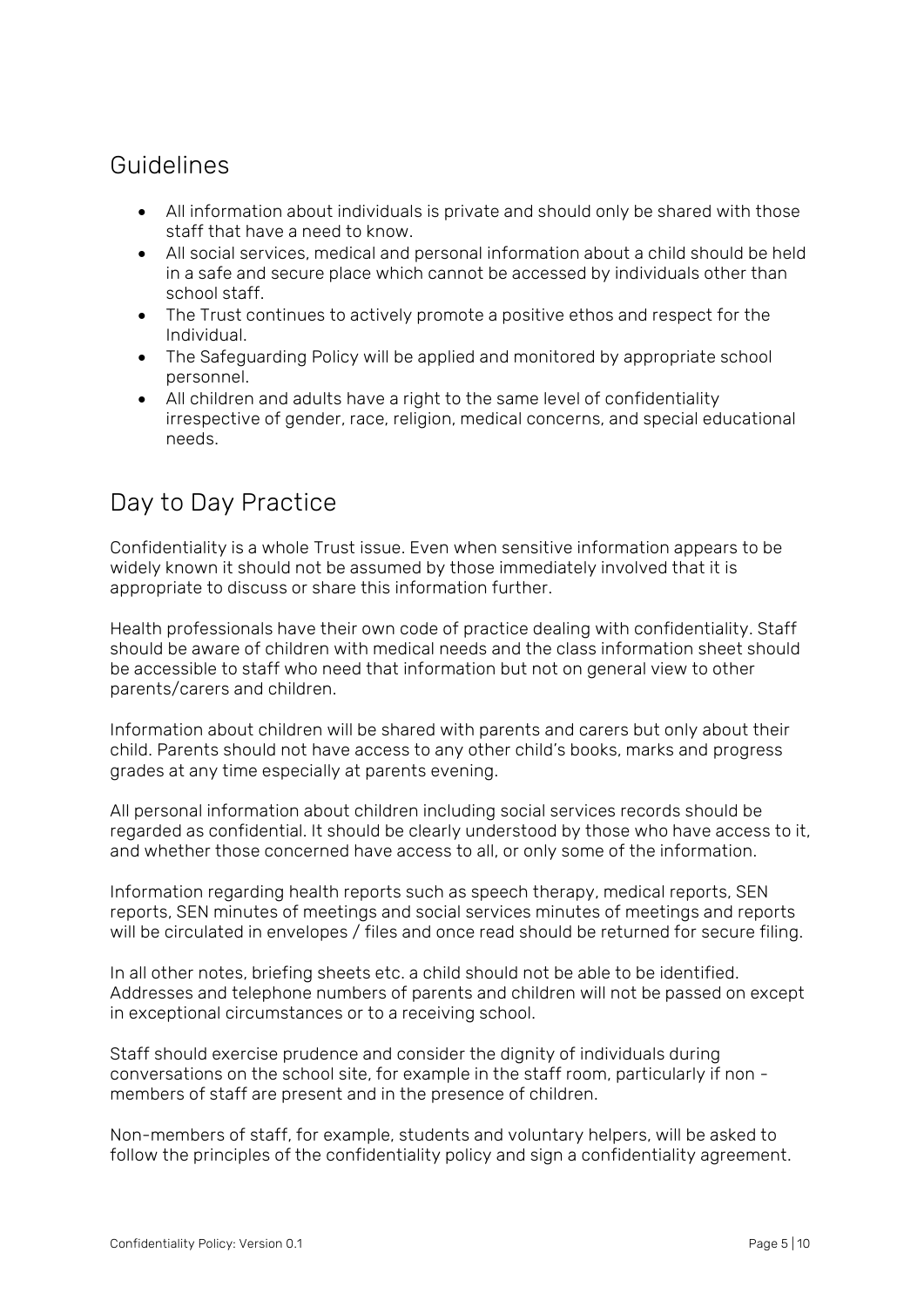## Guidelines

- All information about individuals is private and should only be shared with those staff that have a need to know.
- All social services, medical and personal information about a child should be held in a safe and secure place which cannot be accessed by individuals other than school staff.
- The Trust continues to actively promote a positive ethos and respect for the Individual.
- The Safeguarding Policy will be applied and monitored by appropriate school personnel.
- All children and adults have a right to the same level of confidentiality irrespective of gender, race, religion, medical concerns, and special educational needs.

## Day to Day Practice

Confidentiality is a whole Trust issue. Even when sensitive information appears to be widely known it should not be assumed by those immediately involved that it is appropriate to discuss or share this information further.

Health professionals have their own code of practice dealing with confidentiality. Staff should be aware of children with medical needs and the class information sheet should be accessible to staff who need that information but not on general view to other parents/carers and children.

Information about children will be shared with parents and carers but only about their child. Parents should not have access to any other child's books, marks and progress grades at any time especially at parents evening.

All personal information about children including social services records should be regarded as confidential. It should be clearly understood by those who have access to it, and whether those concerned have access to all, or only some of the information.

Information regarding health reports such as speech therapy, medical reports, SEN reports, SEN minutes of meetings and social services minutes of meetings and reports will be circulated in envelopes / files and once read should be returned for secure filing.

In all other notes, briefing sheets etc. a child should not be able to be identified. Addresses and telephone numbers of parents and children will not be passed on except in exceptional circumstances or to a receiving school.

Staff should exercise prudence and consider the dignity of individuals during conversations on the school site, for example in the staff room, particularly if non - members of staff are present and in the presence of children.

Non-members of staff, for example, students and voluntary helpers, will be asked to follow the principles of the confidentiality policy and sign a confidentiality agreement.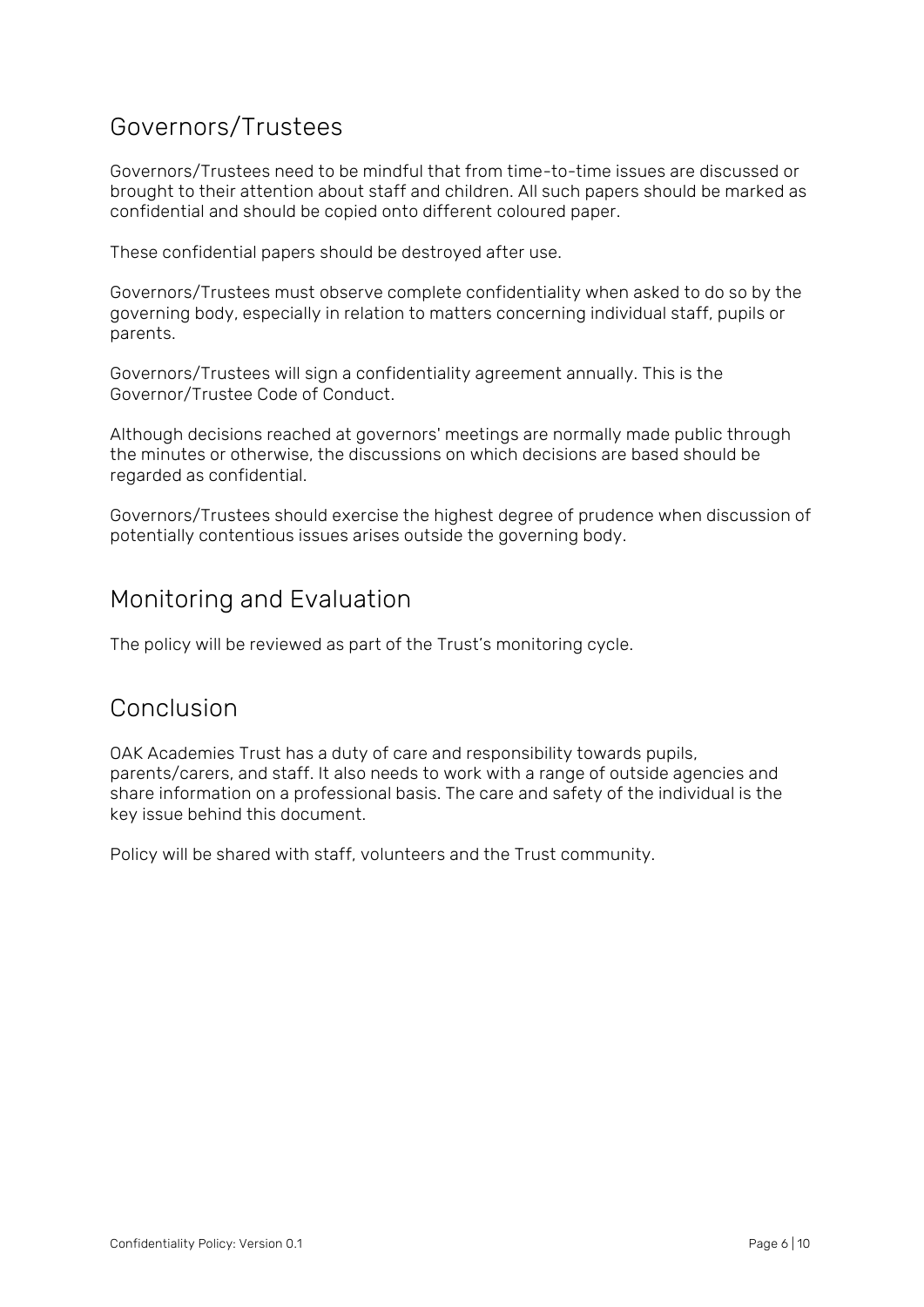## Governors/Trustees

Governors/Trustees need to be mindful that from time-to-time issues are discussed or brought to their attention about staff and children. All such papers should be marked as confidential and should be copied onto different coloured paper.

These confidential papers should be destroyed after use.

Governors/Trustees must observe complete confidentiality when asked to do so by the governing body, especially in relation to matters concerning individual staff, pupils or parents.

Governors/Trustees will sign a confidentiality agreement annually. This is the Governor/Trustee Code of Conduct.

Although decisions reached at governors' meetings are normally made public through the minutes or otherwise, the discussions on which decisions are based should be regarded as confidential.

Governors/Trustees should exercise the highest degree of prudence when discussion of potentially contentious issues arises outside the governing body.

## Monitoring and Evaluation

The policy will be reviewed as part of the Trust's monitoring cycle.

## Conclusion

OAK Academies Trust has a duty of care and responsibility towards pupils, parents/carers, and staff. It also needs to work with a range of outside agencies and share information on a professional basis. The care and safety of the individual is the key issue behind this document.

Policy will be shared with staff, volunteers and the Trust community.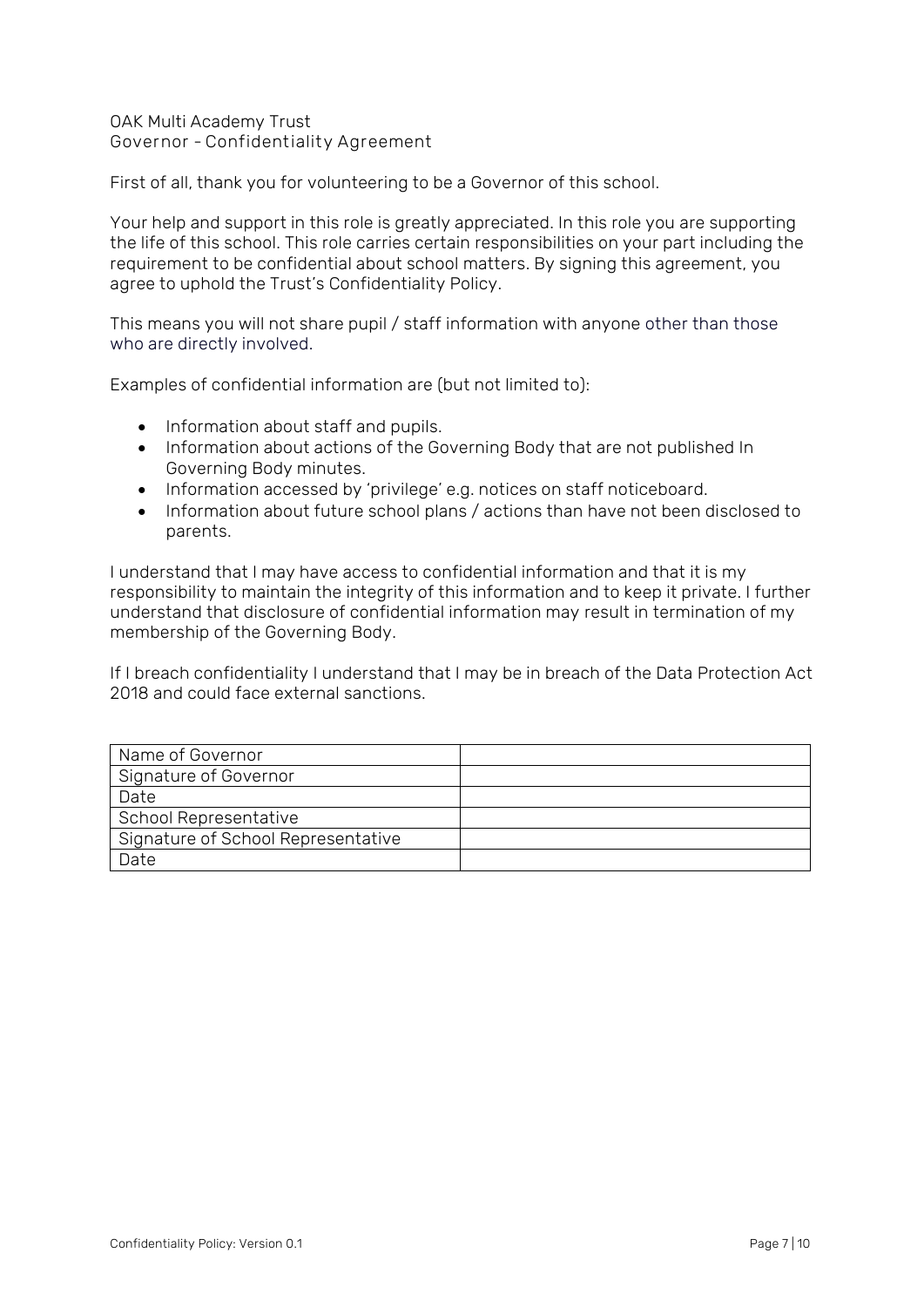OAK Multi Academy Trust
Governor - Confidentiality Agreement

First of all, thank you for volunteering to be a Governor of this school.

Your help and support in this role is greatly appreciated. In this role you are supporting the life of this school. This role carries certain responsibilities on your part including the requirement to be confidential about school matters. By signing this agreement, you agree to uphold the Trust's Confidentiality Policy.

This means you will not share pupil / staff information with anyone other than those who are directly involved.

Examples of confidential information are (but not limited to):

- Information about staff and pupils.
- Information about actions of the Governing Body that are not published In Governing Body minutes.
- Information accessed by 'privilege' e.g. notices on staff noticeboard.
- Information about future school plans / actions than have not been disclosed to parents.

I understand that I may have access to confidential information and that it is my responsibility to maintain the integrity of this information and to keep it private. I further understand that disclosure of confidential information may result in termination of my membership of the Governing Body.

If I breach confidentiality I understand that I may be in breach of the Data Protection Act 2018 and could face external sanctions.

| | |
|---|---|
| Name of Governor | |
| Signature of Governor | |
| Date | |
| School Representative | |
| Signature of School Representative | |
| Date | |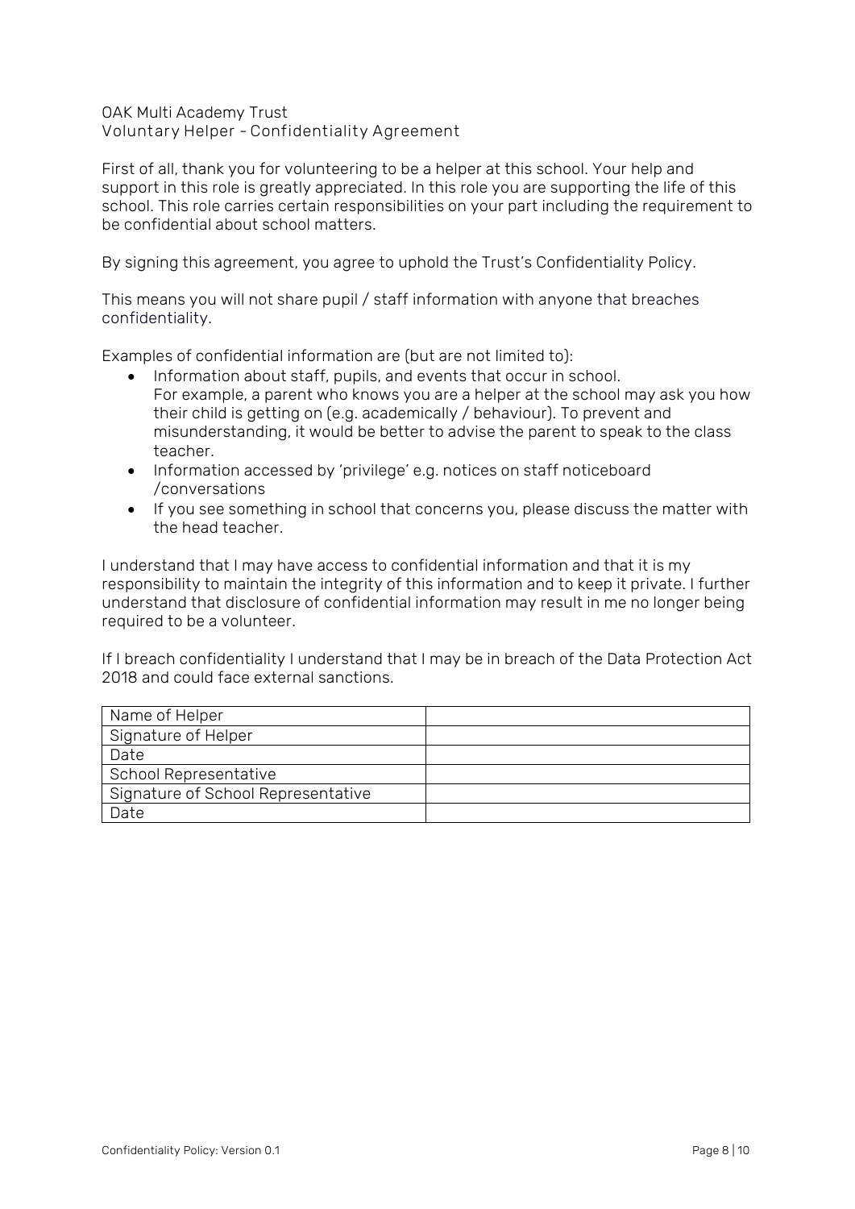OAK Multi Academy Trust
Voluntary Helper – Confidentiality Agreement

First of all, thank you for volunteering to be a helper at this school. Your help and support in this role is greatly appreciated. In this role you are supporting the life of this school. This role carries certain responsibilities on your part including the requirement to be confidential about school matters.

By signing this agreement, you agree to uphold the Trust's Confidentiality Policy.

This means you will not share pupil / staff information with anyone that breaches confidentiality.

Examples of confidential information are (but are not limited to):

- Information about staff, pupils, and events that occur in school.
  For example, a parent who knows you are a helper at the school may ask you how their child is getting on (e.g. academically / behaviour). To prevent and misunderstanding, it would be better to advise the parent to speak to the class teacher.
- Information accessed by 'privilege' e.g. notices on staff noticeboard /conversations
- If you see something in school that concerns you, please discuss the matter with the head teacher.

I understand that I may have access to confidential information and that it is my responsibility to maintain the integrity of this information and to keep it private. I further understand that disclosure of confidential information may result in me no longer being required to be a volunteer.

If I breach confidentiality I understand that I may be in breach of the Data Protection Act 2018 and could face external sanctions.

| | |
|---|---|
| Name of Helper | |
| Signature of Helper | |
| Date | |
| School Representative | |
| Signature of School Representative | |
| Date | |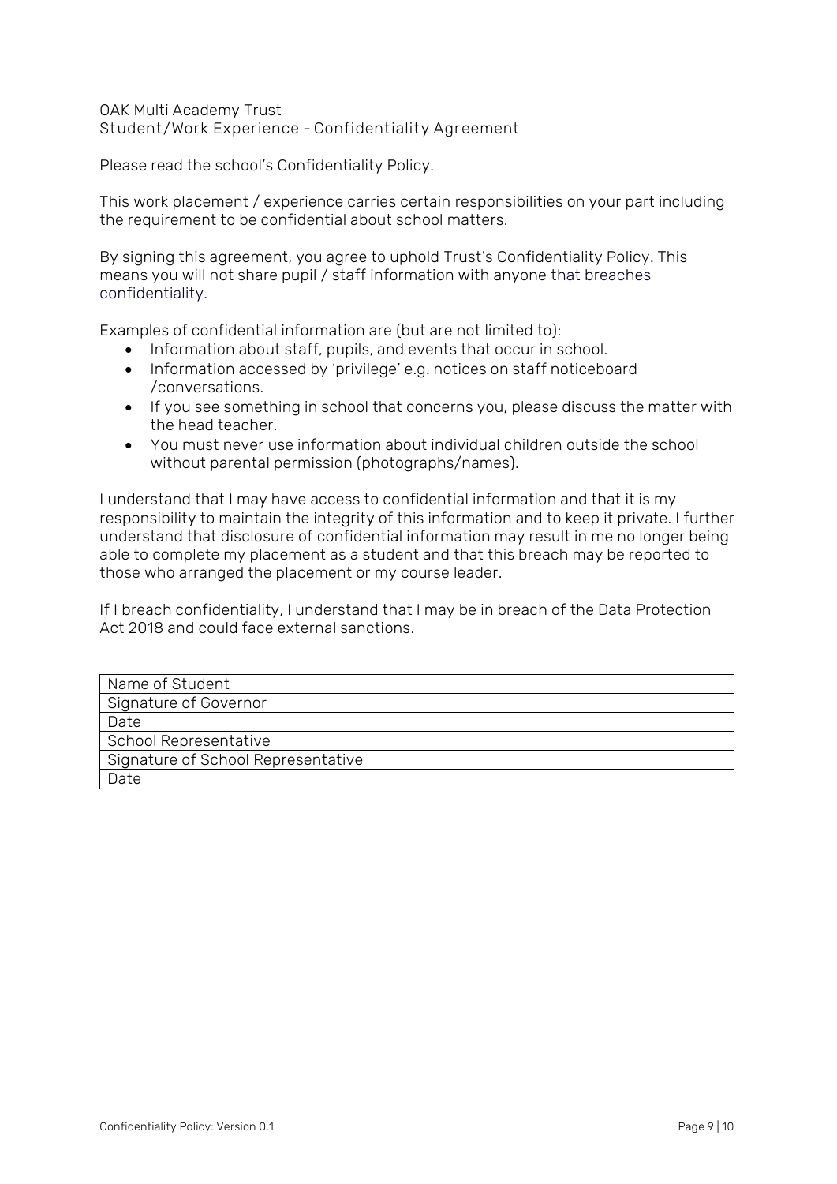OAK Multi Academy Trust
Student/Work Experience - Confidentiality Agreement

Please read the school's Confidentiality Policy.

This work placement / experience carries certain responsibilities on your part including the requirement to be confidential about school matters.

By signing this agreement, you agree to uphold Trust's Confidentiality Policy. This means you will not share pupil / staff information with anyone that breaches confidentiality.

Examples of confidential information are (but are not limited to):

- Information about staff, pupils, and events that occur in school.
- Information accessed by 'privilege' e.g. notices on staff noticeboard /conversations.
- If you see something in school that concerns you, please discuss the matter with the head teacher.
- You must never use information about individual children outside the school without parental permission (photographs/names).

I understand that I may have access to confidential information and that it is my responsibility to maintain the integrity of this information and to keep it private. I further understand that disclosure of confidential information may result in me no longer being able to complete my placement as a student and that this breach may be reported to those who arranged the placement or my course leader.

If I breach confidentiality, I understand that I may be in breach of the Data Protection Act 2018 and could face external sanctions.

| | |
|---|---|
| Name of Student | |
| Signature of Governor | |
| Date | |
| School Representative | |
| Signature of School Representative | |
| Date | |